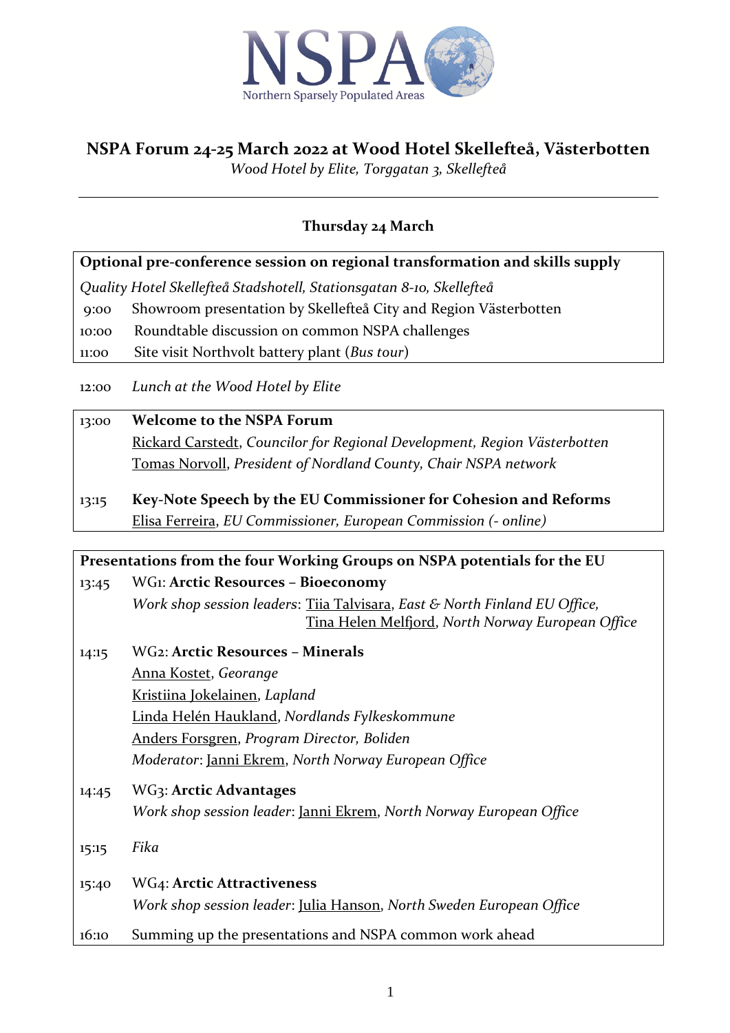NSPA
Northern Sparsely Populated Areas

# NSPA Forum 24-25 March 2022 at Wood Hotel Skellefteå, Västerbotten

*Wood Hotel by Elite, Torggatan 3, Skellefteå*

---

## Thursday 24 March

**Optional pre-conference session on regional transformation and skills supply**

*Quality Hotel Skellefteå Stadshotell, Stationsgatan 8-10, Skellefteå*

9:00 Showroom presentation by Skellefteå City and Region Västerbotten

10:00 Roundtable discussion on common NSPA challenges

11:00 Site visit Northvolt battery plant (*Bus tour*)

12:00 *Lunch at the Wood Hotel by Elite*

13:00 **Welcome to the NSPA Forum**
Rickard Carstedt, *Councilor for Regional Development, Region Västerbotten*
Tomas Norvoll, *President of Nordland County, Chair NSPA network*

13:15 **Key-Note Speech by the EU Commissioner for Cohesion and Reforms**
Elisa Ferreira, *EU Commissioner, European Commission (- online)*

**Presentations from the four Working Groups on NSPA potentials for the EU**

13:45 WG1: **Arctic Resources – Bioeconomy**
*Work shop session leaders*: Tiia Talvisara, *East & North Finland EU Office,*
Tina Helen Melfjord, *North Norway European Office*

14:15 WG2: **Arctic Resources – Minerals**
Anna Kostet, *Georange*
Kristiina Jokelainen, *Lapland*
Linda Helén Haukland, *Nordlands Fylkeskommune*
Anders Forsgren, *Program Director, Boliden*
*Moderator*: Janni Ekrem, *North Norway European Office*

14:45 WG3: **Arctic Advantages**
*Work shop session leader*: Janni Ekrem, *North Norway European Office*

15:15 *Fika*

15:40 WG4: **Arctic Attractiveness**
*Work shop session leader*: Julia Hanson, *North Sweden European Office*

16:10 Summing up the presentations and NSPA common work ahead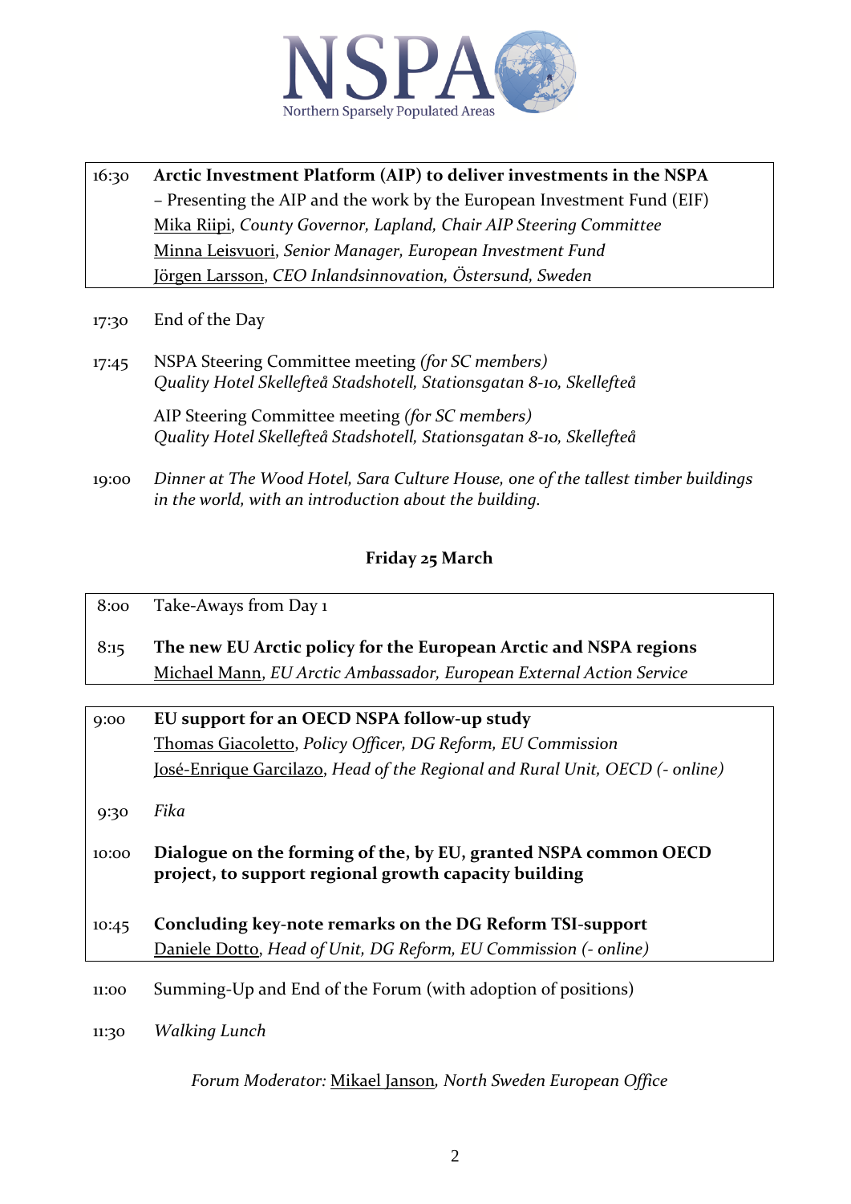| | |
|---|---|
| 16:30 | **Arctic Investment Platform (AIP) to deliver investments in the NSPA** |
| | – Presenting the AIP and the work by the European Investment Fund (EIF) |
| | Mika Riipi, *County Governor, Lapland, Chair AIP Steering Committee* |
| | Minna Leisvuori, *Senior Manager, European Investment Fund* |
| | Jörgen Larsson, *CEO Inlandsinnovation, Östersund, Sweden* |

17:30 End of the Day

17:45 NSPA Steering Committee meeting *(for SC members)*
*Quality Hotel Skellefteå Stadshotell, Stationsgatan 8-10, Skellefteå*

AIP Steering Committee meeting *(for SC members)*
*Quality Hotel Skellefteå Stadshotell, Stationsgatan 8-10, Skellefteå*

19:00 *Dinner at The Wood Hotel, Sara Culture House, one of the tallest timber buildings in the world, with an introduction about the building.*

## Friday 25 March

| | |
|---|---|
| 8:00 | Take-Aways from Day 1 |
| 8:15 | **The new EU Arctic policy for the European Arctic and NSPA regions** |
| | Michael Mann, *EU Arctic Ambassador, European External Action Service* |

| | |
|---|---|
| 9:00 | **EU support for an OECD NSPA follow-up study** |
| | Thomas Giacoletto, *Policy Officer, DG Reform, EU Commission* |
| | José-Enrique Garcilazo, *Head of the Regional and Rural Unit, OECD (- online)* |
| 9:30 | *Fika* |
| 10:00 | **Dialogue on the forming of the, by EU, granted NSPA common OECD project, to support regional growth capacity building** |
| 10:45 | **Concluding key-note remarks on the DG Reform TSI-support** |
| | Daniele Dotto, *Head of Unit, DG Reform, EU Commission (- online)* |

11:00 Summing-Up and End of the Forum (with adoption of positions)

11:30 *Walking Lunch*

*Forum Moderator:* Mikael Janson*, North Sweden European Office*